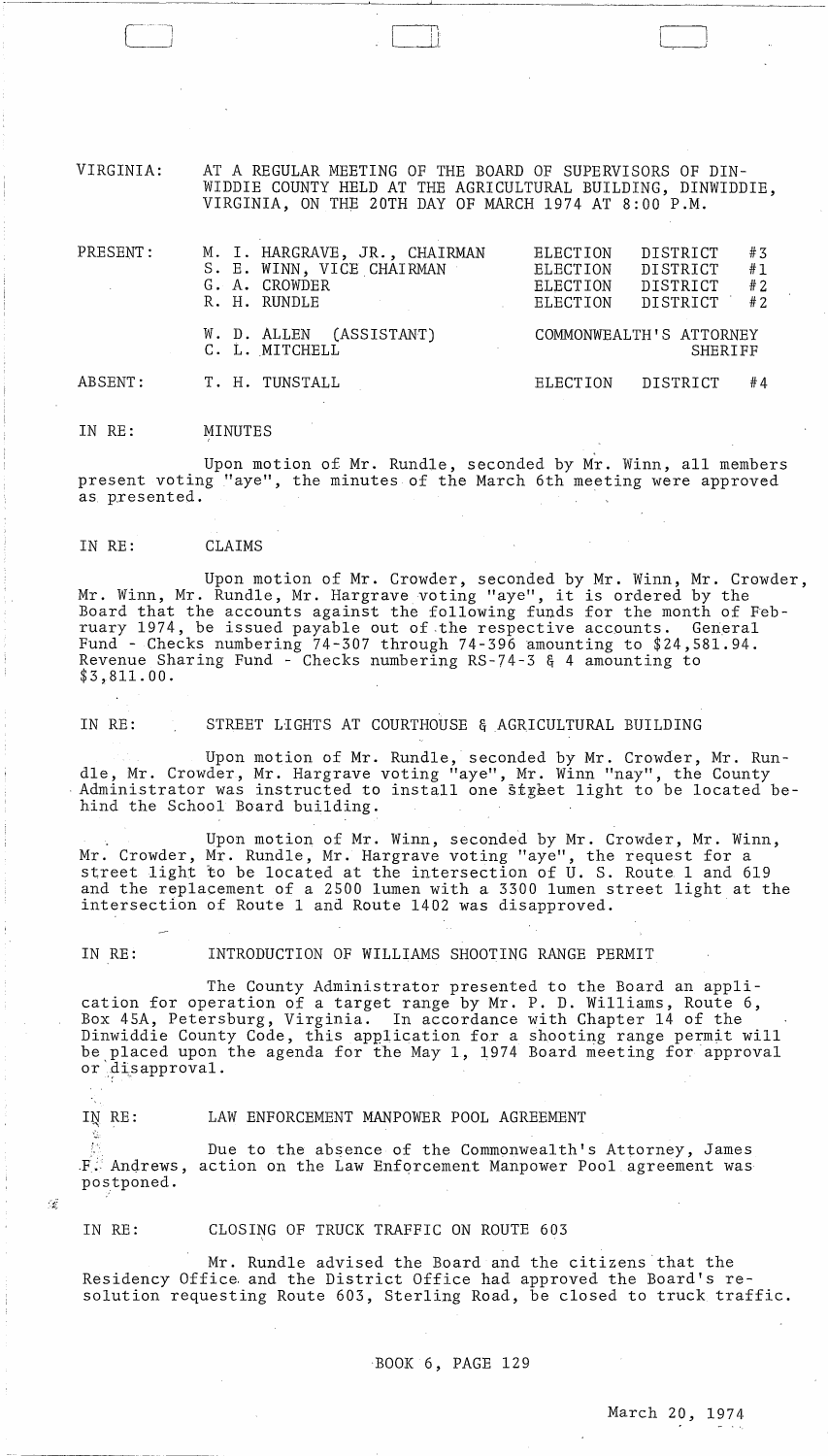VIRGINIA: AT A REGULAR MEETING OF THE BOARD OF SUPERVISORS OF DINWIDDIE COUNTY HELD AT THE AGRICULTURAL BUILDING, DINWIDDIE, VIRGINIA, ON THE 20TH DAY OF MARCH 1974 AT 8:00 P.M.

| | | |
|---|---|---|
| PRESENT: | M. I. HARGRAVE, JR., CHAIRMAN | ELECTION DISTRICT #3 |
| | S. E. WINN, VICE CHAIRMAN | ELECTION DISTRICT #1 |
| | G. A. CROWDER | ELECTION DISTRICT #2 |
| | R. H. RUNDLE | ELECTION DISTRICT #2 |
| | W. D. ALLEN (ASSISTANT) | COMMONWEALTH'S ATTORNEY |
| | C. L. MITCHELL | SHERIFF |
| ABSENT: | T. H. TUNSTALL | ELECTION DISTRICT #4 |

IN RE: MINUTES

Upon motion of Mr. Rundle, seconded by Mr. Winn, all members present voting "aye", the minutes of the March 6th meeting were approved as presented.

IN RE: CLAIMS

Upon motion of Mr. Crowder, seconded by Mr. Winn, Mr. Crowder, Mr. Winn, Mr. Rundle, Mr. Hargrave voting "aye", it is ordered by the Board that the accounts against the following funds for the month of February 1974, be issued payable out of the respective accounts. General Fund - Checks numbering 74-307 through 74-396 amounting to $24,581.94. Revenue Sharing Fund - Checks numbering RS-74-3 & 4 amounting to $3,811.00.

IN RE: STREET LIGHTS AT COURTHOUSE & AGRICULTURAL BUILDING

Upon motion of Mr. Rundle, seconded by Mr. Crowder, Mr. Rundle, Mr. Crowder, Mr. Hargrave voting "aye", Mr. Winn "nay", the County Administrator was instructed to install one street light to be located behind the School Board building.

Upon motion of Mr. Winn, seconded by Mr. Crowder, Mr. Winn, Mr. Crowder, Mr. Rundle, Mr. Hargrave voting "aye", the request for a street light to be located at the intersection of U. S. Route 1 and 619 and the replacement of a 2500 lumen with a 3300 lumen street light at the intersection of Route 1 and Route 1402 was disapproved.

IN RE: INTRODUCTION OF WILLIAMS SHOOTING RANGE PERMIT

The County Administrator presented to the Board an application for operation of a target range by Mr. P. D. Williams, Route 6, Box 45A, Petersburg, Virginia. In accordance with Chapter 14 of the Dinwiddie County Code, this application for a shooting range permit will be placed upon the agenda for the May 1, 1974 Board meeting for approval or disapproval.

IN RE: LAW ENFORCEMENT MANPOWER POOL AGREEMENT

Due to the absence of the Commonwealth's Attorney, James F. Andrews, action on the Law Enforcement Manpower Pool agreement was postponed.

IN RE: CLOSING OF TRUCK TRAFFIC ON ROUTE 603

Mr. Rundle advised the Board and the citizens that the Residency Office and the District Office had approved the Board's resolution requesting Route 603, Sterling Road, be closed to truck traffic.

BOOK 6, PAGE 129

March 20, 1974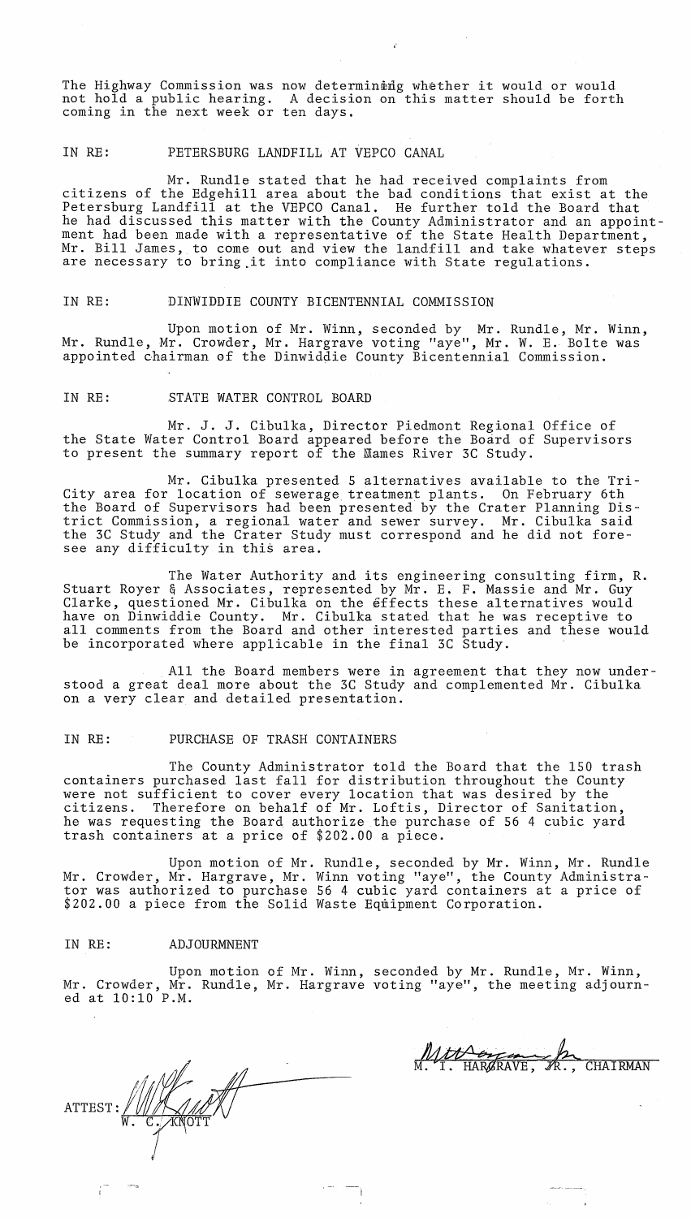The Highway Commission was now determining whether it would or would not hold a public hearing. A decision on this matter should be forth coming in the next week or ten days.

IN RE: PETERSBURG LANDFILL AT VEPCO CANAL

Mr. Rundle stated that he had received complaints from citizens of the Edgehill area about the bad conditions that exist at the Petersburg Landfill at the VEPCO Canal. He further told the Board that he had discussed this matter with the County Administrator and an appointment had been made with a representative of the State Health Department, Mr. Bill James, to come out and view the landfill and take whatever steps are necessary to bring it into compliance with State regulations.

IN RE: DINWIDDIE COUNTY BICENTENNIAL COMMISSION

Upon motion of Mr. Winn, seconded by Mr. Rundle, Mr. Winn, Mr. Rundle, Mr. Crowder, Mr. Hargrave voting "aye", Mr. W. E. Bolte was appointed chairman of the Dinwiddie County Bicentennial Commission.

IN RE: STATE WATER CONTROL BOARD

Mr. J. J. Cibulka, Director Piedmont Regional Office of the State Water Control Board appeared before the Board of Supervisors to present the summary report of the James River 3C Study.

Mr. Cibulka presented 5 alternatives available to the Tri-City area for location of sewerage treatment plants. On February 6th the Board of Supervisors had been presented by the Crater Planning District Commission, a regional water and sewer survey. Mr. Cibulka said the 3C Study and the Crater Study must correspond and he did not foresee any difficulty in this area.

The Water Authority and its engineering consulting firm, R. Stuart Royer & Associates, represented by Mr. E. F. Massie and Mr. Guy Clarke, questioned Mr. Cibulka on the effects these alternatives would have on Dinwiddie County. Mr. Cibulka stated that he was receptive to all comments from the Board and other interested parties and these would be incorporated where applicable in the final 3C Study.

All the Board members were in agreement that they now understood a great deal more about the 3C Study and complemented Mr. Cibulka on a very clear and detailed presentation.

IN RE: PURCHASE OF TRASH CONTAINERS

The County Administrator told the Board that the 150 trash containers purchased last fall for distribution throughout the County were not sufficient to cover every location that was desired by the citizens. Therefore on behalf of Mr. Loftis, Director of Sanitation, he was requesting the Board authorize the purchase of 56 4 cubic yard trash containers at a price of $202.00 a piece.

Upon motion of Mr. Rundle, seconded by Mr. Winn, Mr. Rundle Mr. Crowder, Mr. Hargrave, Mr. Winn voting "aye", the County Administrator was authorized to purchase 56 4 cubic yard containers at a price of $202.00 a piece from the Solid Waste Equipment Corporation.

IN RE: ADJOURMNENT

Upon motion of Mr. Winn, seconded by Mr. Rundle, Mr. Winn, Mr. Crowder, Mr. Rundle, Mr. Hargrave voting "aye", the meeting adjourned at 10:10 P.M.

M. I. HARGRAVE, JR., CHAIRMAN

ATTEST: W. C. KNOTT